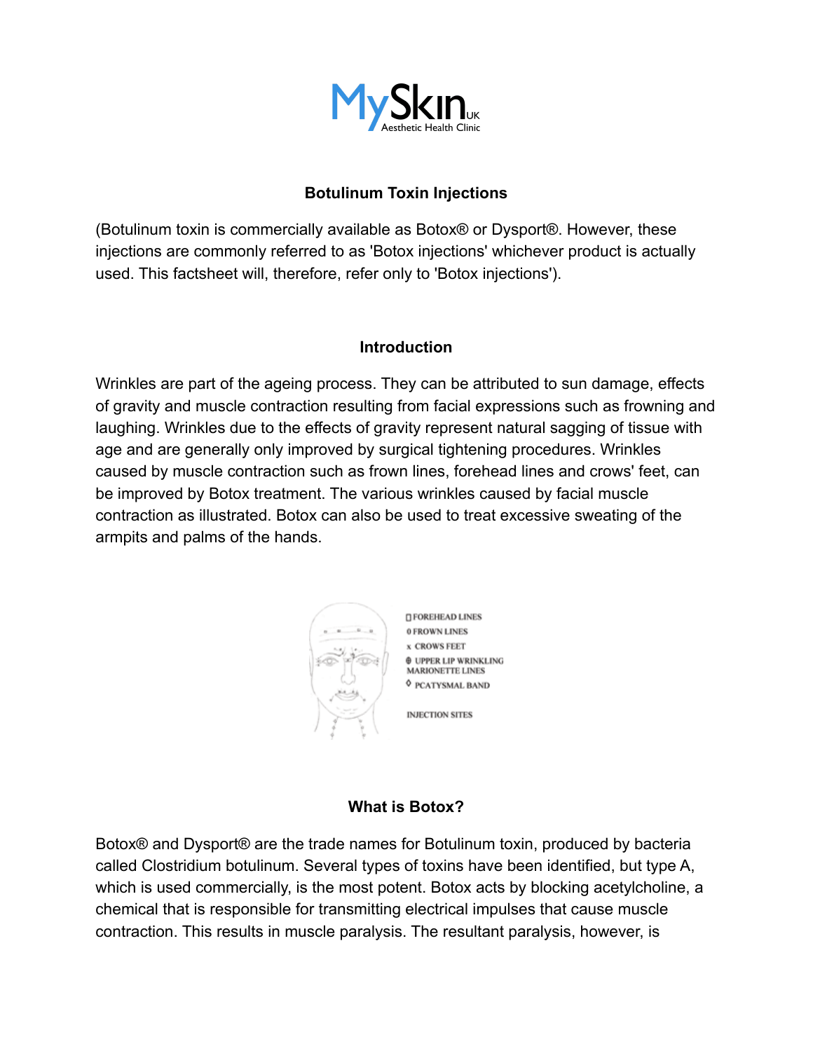MySkin UK
Aesthetic Health Clinic

## Botulinum Toxin Injections

(Botulinum toxin is commercially available as Botox® or Dysport®. However, these injections are commonly referred to as 'Botox injections' whichever product is actually used. This factsheet will, therefore, refer only to 'Botox injections').

### Introduction

Wrinkles are part of the ageing process. They can be attributed to sun damage, effects of gravity and muscle contraction resulting from facial expressions such as frowning and laughing. Wrinkles due to the effects of gravity represent natural sagging of tissue with age and are generally only improved by surgical tightening procedures. Wrinkles caused by muscle contraction such as frown lines, forehead lines and crows' feet, can be improved by Botox treatment. The various wrinkles caused by facial muscle contraction as illustrated. Botox can also be used to treat excessive sweating of the armpits and palms of the hands.

□ FOREHEAD LINES
0 FROWN LINES
x CROWS FEET
⊕ UPPER LIP WRINKLING
MARIONETTE LINES
◊ PCATYSMAL BAND

INJECTION SITES

### What is Botox?

Botox® and Dysport® are the trade names for Botulinum toxin, produced by bacteria called Clostridium botulinum. Several types of toxins have been identified, but type A, which is used commercially, is the most potent. Botox acts by blocking acetylcholine, a chemical that is responsible for transmitting electrical impulses that cause muscle contraction. This results in muscle paralysis. The resultant paralysis, however, is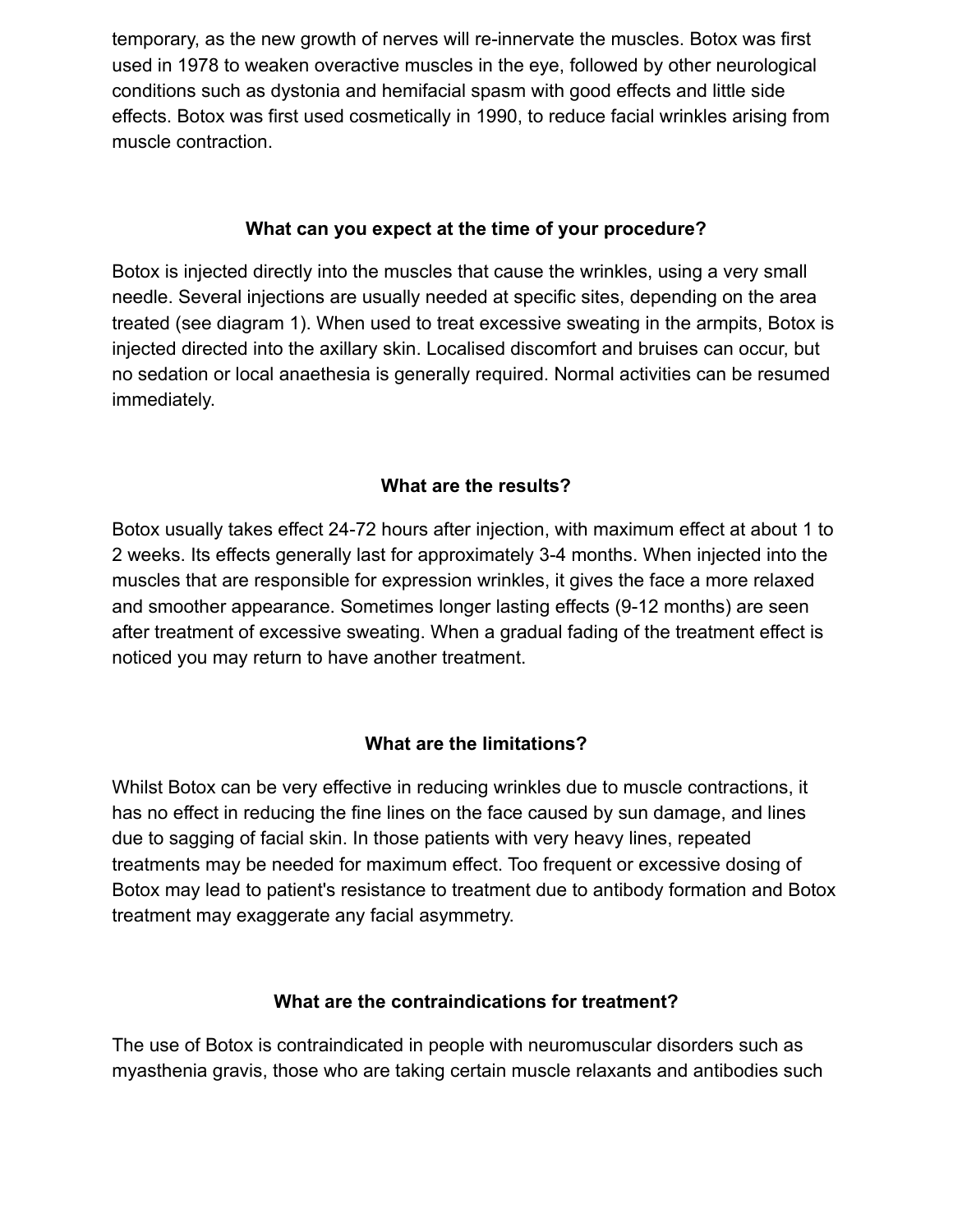temporary, as the new growth of nerves will re-innervate the muscles. Botox was first used in 1978 to weaken overactive muscles in the eye, followed by other neurological conditions such as dystonia and hemifacial spasm with good effects and little side effects. Botox was first used cosmetically in 1990, to reduce facial wrinkles arising from muscle contraction.

### What can you expect at the time of your procedure?

Botox is injected directly into the muscles that cause the wrinkles, using a very small needle. Several injections are usually needed at specific sites, depending on the area treated (see diagram 1). When used to treat excessive sweating in the armpits, Botox is injected directed into the axillary skin. Localised discomfort and bruises can occur, but no sedation or local anaethesia is generally required. Normal activities can be resumed immediately.

### What are the results?

Botox usually takes effect 24-72 hours after injection, with maximum effect at about 1 to 2 weeks. Its effects generally last for approximately 3-4 months. When injected into the muscles that are responsible for expression wrinkles, it gives the face a more relaxed and smoother appearance. Sometimes longer lasting effects (9-12 months) are seen after treatment of excessive sweating. When a gradual fading of the treatment effect is noticed you may return to have another treatment.

### What are the limitations?

Whilst Botox can be very effective in reducing wrinkles due to muscle contractions, it has no effect in reducing the fine lines on the face caused by sun damage, and lines due to sagging of facial skin. In those patients with very heavy lines, repeated treatments may be needed for maximum effect. Too frequent or excessive dosing of Botox may lead to patient's resistance to treatment due to antibody formation and Botox treatment may exaggerate any facial asymmetry.

### What are the contraindications for treatment?

The use of Botox is contraindicated in people with neuromuscular disorders such as myasthenia gravis, those who are taking certain muscle relaxants and antibodies such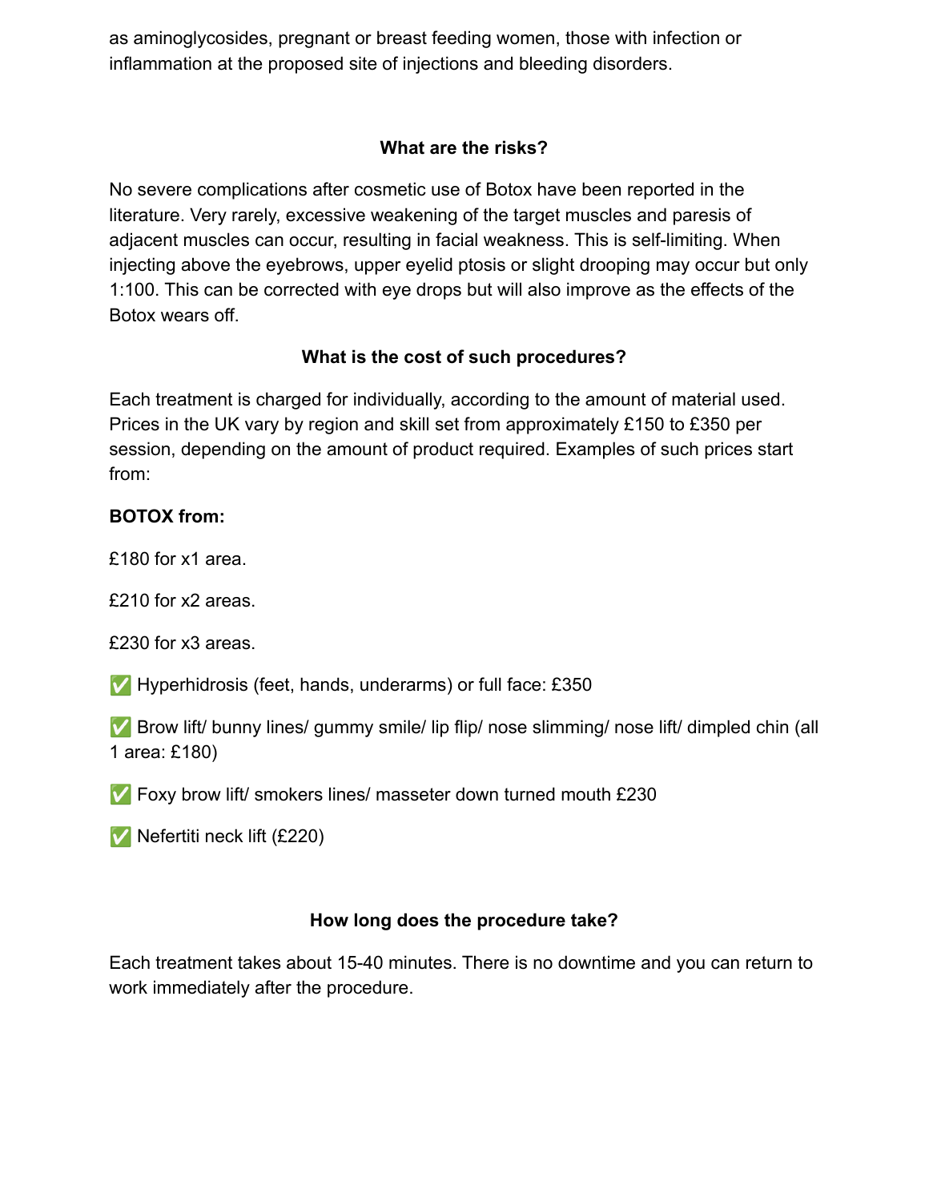as aminoglycosides, pregnant or breast feeding women, those with infection or inflammation at the proposed site of injections and bleeding disorders.

### What are the risks?

No severe complications after cosmetic use of Botox have been reported in the literature. Very rarely, excessive weakening of the target muscles and paresis of adjacent muscles can occur, resulting in facial weakness. This is self-limiting. When injecting above the eyebrows, upper eyelid ptosis or slight drooping may occur but only 1:100. This can be corrected with eye drops but will also improve as the effects of the Botox wears off.

### What is the cost of such procedures?

Each treatment is charged for individually, according to the amount of material used. Prices in the UK vary by region and skill set from approximately £150 to £350 per session, depending on the amount of product required. Examples of such prices start from:

**BOTOX from:**

£180 for x1 area.

£210 for x2 areas.

£230 for x3 areas.

✅ Hyperhidrosis (feet, hands, underarms) or full face: £350

✅ Brow lift/ bunny lines/ gummy smile/ lip flip/ nose slimming/ nose lift/ dimpled chin (all 1 area: £180)

✅ Foxy brow lift/ smokers lines/ masseter down turned mouth £230

✅ Nefertiti neck lift (£220)

### How long does the procedure take?

Each treatment takes about 15-40 minutes. There is no downtime and you can return to work immediately after the procedure.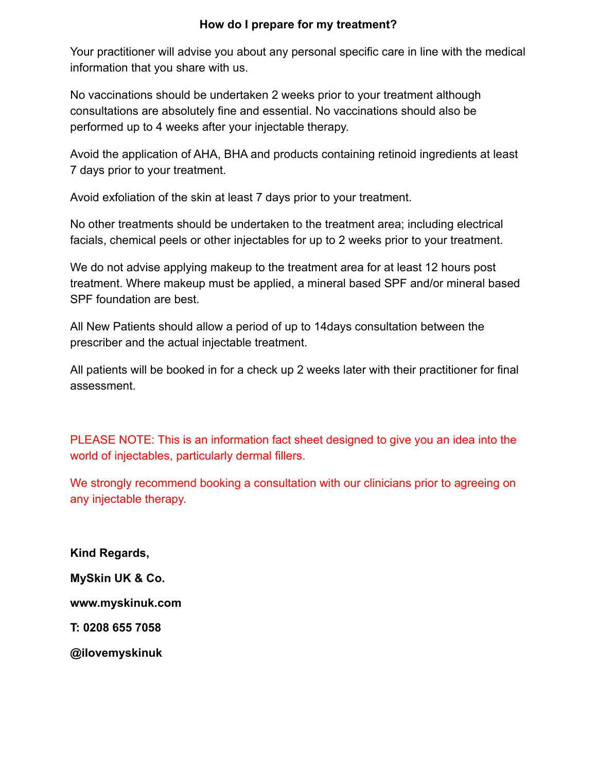**How do I prepare for my treatment?**

Your practitioner will advise you about any personal specific care in line with the medical information that you share with us.

No vaccinations should be undertaken 2 weeks prior to your treatment although consultations are absolutely fine and essential. No vaccinations should also be performed up to 4 weeks after your injectable therapy.

Avoid the application of AHA, BHA and products containing retinoid ingredients at least 7 days prior to your treatment.

Avoid exfoliation of the skin at least 7 days prior to your treatment.

No other treatments should be undertaken to the treatment area; including electrical facials, chemical peels or other injectables for up to 2 weeks prior to your treatment.

We do not advise applying makeup to the treatment area for at least 12 hours post treatment. Where makeup must be applied, a mineral based SPF and/or mineral based SPF foundation are best.

All New Patients should allow a period of up to 14days consultation between the prescriber and the actual injectable treatment.

All patients will be booked in for a check up 2 weeks later with their practitioner for final assessment.

PLEASE NOTE: This is an information fact sheet designed to give you an idea into the world of injectables, particularly dermal fillers.

We strongly recommend booking a consultation with our clinicians prior to agreeing on any injectable therapy.

**Kind Regards,**

**MySkin UK & Co.**

**www.myskinuk.com**

**T: 0208 655 7058**

**@ilovemyskinuk**